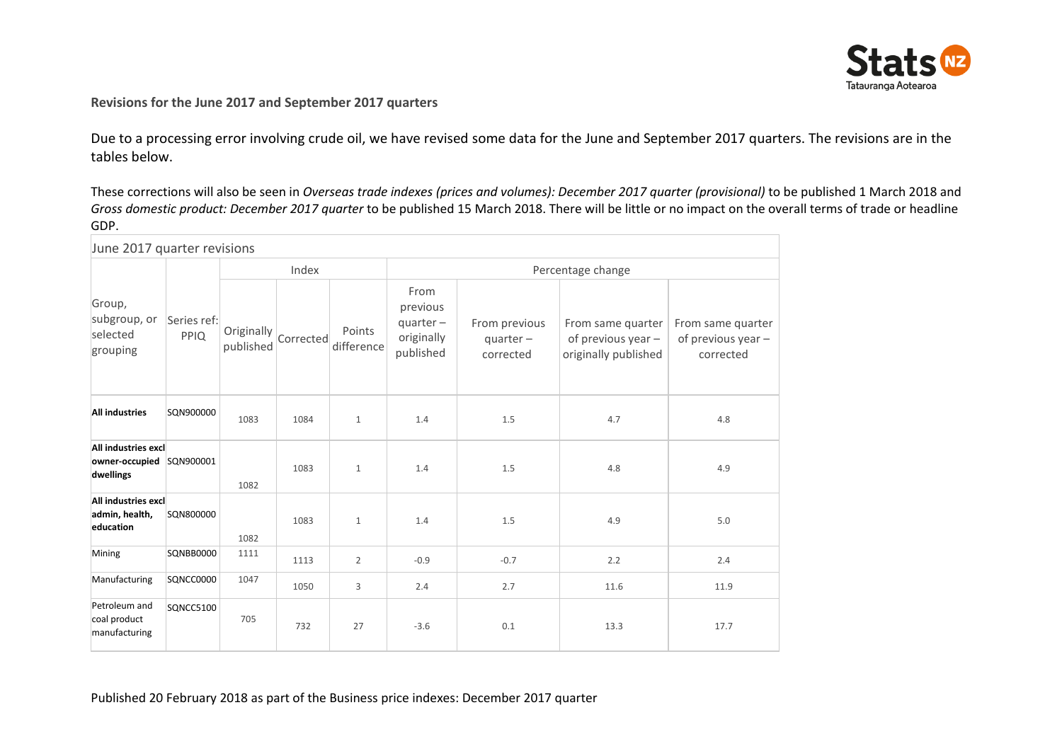**Revisions for the June 2017 and September 2017 quarters**

Due to a processing error involving crude oil, we have revised some data for the June and September 2017 quarters. The revisions are in the tables below.

These corrections will also be seen in *Overseas trade indexes (prices and volumes): December 2017 quarter (provisional)* to be published 1 March 2018 and *Gross domestic product: December 2017 quarter* to be published 15 March 2018. There will be little or no impact on the overall terms of trade or headline GDP.

June 2017 quarter revisions

| Group, subgroup, or selected grouping | Series ref: PPIQ | Index | | | Percentage change | | | |
|---|---|---|---|---|---|---|---|---|
| | | Originally published | Corrected | Points difference | From previous quarter – originally published | From previous quarter – corrected | From same quarter of previous year – originally published | From same quarter of previous year – corrected |
| **All industries** | SQN900000 | 1083 | 1084 | 1 | 1.4 | 1.5 | 4.7 | 4.8 |
| **All industries excl owner-occupied dwellings** | SQN900001 | 1082 | 1083 | 1 | 1.4 | 1.5 | 4.8 | 4.9 |
| **All industries excl admin, health, education** | SQN800000 | 1082 | 1083 | 1 | 1.4 | 1.5 | 4.9 | 5.0 |
| Mining | SQNBB0000 | 1111 | 1113 | 2 | -0.9 | -0.7 | 2.2 | 2.4 |
| Manufacturing | SQNCC0000 | 1047 | 1050 | 3 | 2.4 | 2.7 | 11.6 | 11.9 |
| Petroleum and coal product manufacturing | SQNCC5100 | 705 | 732 | 27 | -3.6 | 0.1 | 13.3 | 17.7 |

Published 20 February 2018 as part of the Business price indexes: December 2017 quarter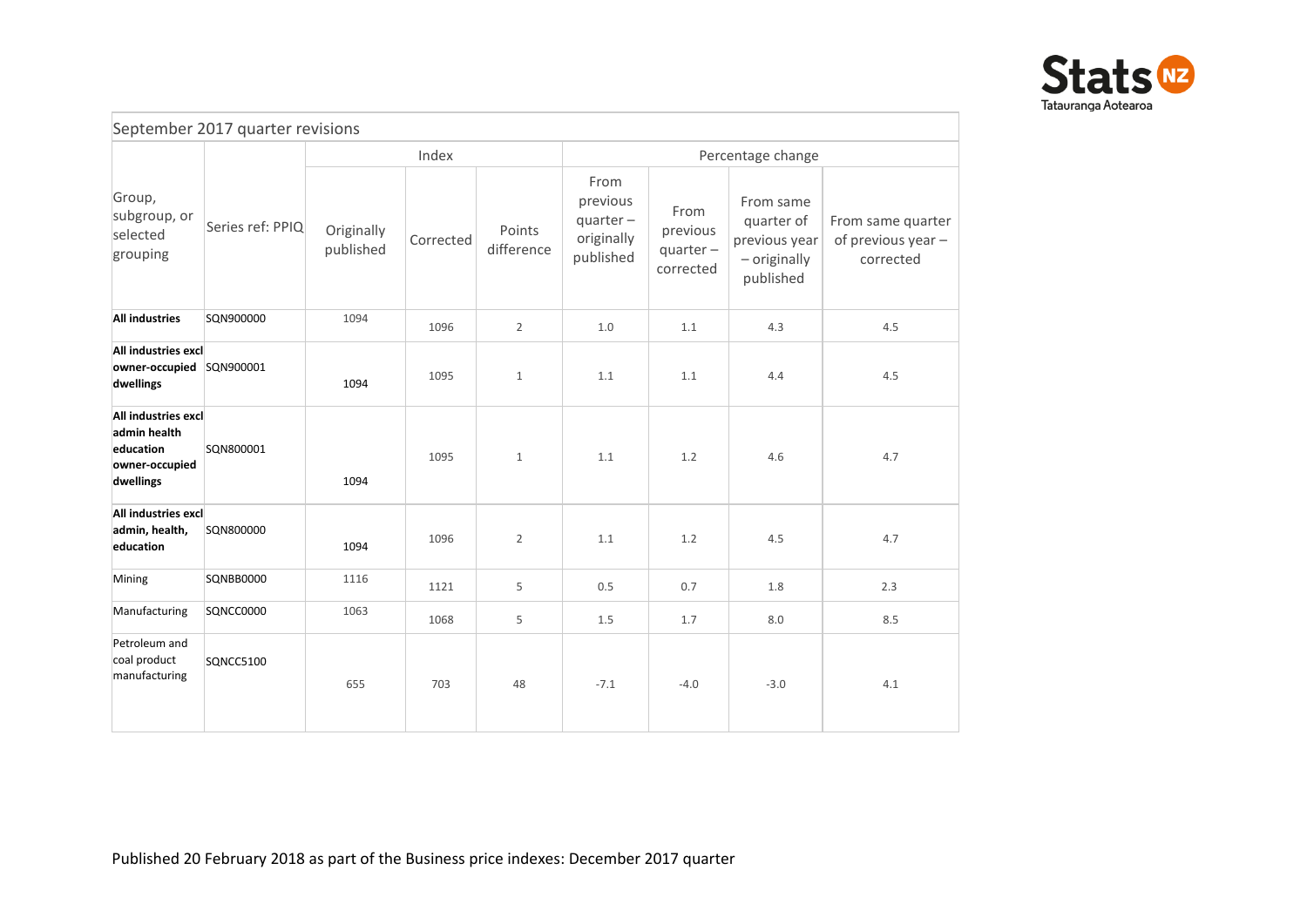| September 2017 quarter revisions | | | | | | | | |
|---|---|---|---|---|---|---|---|---|
| Group, subgroup, or selected grouping | Series ref: PPIQ | Index | | | Percentage change | | | |
| | | Originally published | Corrected | Points difference | From previous quarter – originally published | From previous quarter – corrected | From same quarter of previous year – originally published | From same quarter of previous year – corrected |
| **All industries** | SQN900000 | 1094 | 1096 | 2 | 1.0 | 1.1 | 4.3 | 4.5 |
| **All industries excl owner-occupied dwellings** | SQN900001 | 1094 | 1095 | 1 | 1.1 | 1.1 | 4.4 | 4.5 |
| **All industries excl admin health education owner-occupied dwellings** | SQN800001 | 1094 | 1095 | 1 | 1.1 | 1.2 | 4.6 | 4.7 |
| **All industries excl admin, health, education** | SQN800000 | 1094 | 1096 | 2 | 1.1 | 1.2 | 4.5 | 4.7 |
| Mining | SQNBB0000 | 1116 | 1121 | 5 | 0.5 | 0.7 | 1.8 | 2.3 |
| Manufacturing | SQNCC0000 | 1063 | 1068 | 5 | 1.5 | 1.7 | 8.0 | 8.5 |
| Petroleum and coal product manufacturing | SQNCC5100 | 655 | 703 | 48 | -7.1 | -4.0 | -3.0 | 4.1 |

Published 20 February 2018 as part of the Business price indexes: December 2017 quarter